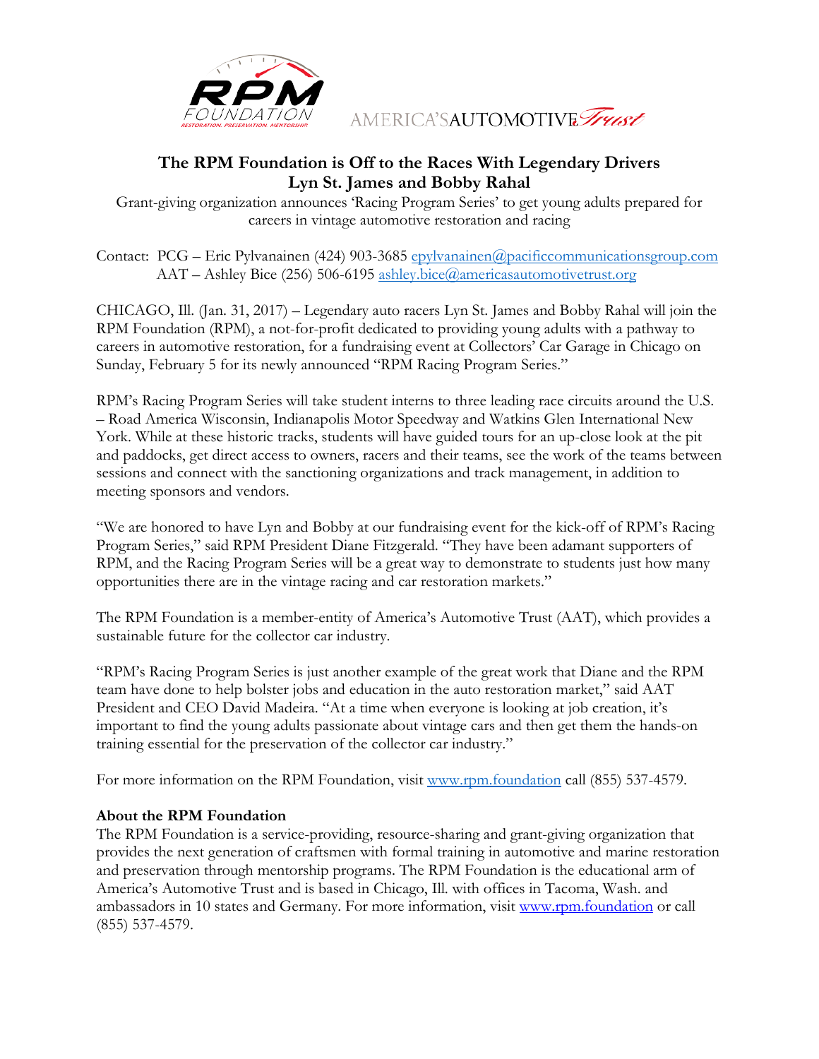# The RPM Foundation is Off to the Races With Legendary Drivers Lyn St. James and Bobby Rahal

Grant-giving organization announces 'Racing Program Series' to get young adults prepared for careers in vintage automotive restoration and racing

Contact: PCG – Eric Pylvanainen (424) 903-3685 epylvanainen@pacificcommunicationsgroup.com
AAT – Ashley Bice (256) 506-6195 ashley.bice@americasautomotivetrust.org

CHICAGO, Ill. (Jan. 31, 2017) – Legendary auto racers Lyn St. James and Bobby Rahal will join the RPM Foundation (RPM), a not-for-profit dedicated to providing young adults with a pathway to careers in automotive restoration, for a fundraising event at Collectors' Car Garage in Chicago on Sunday, February 5 for its newly announced "RPM Racing Program Series."

RPM's Racing Program Series will take student interns to three leading race circuits around the U.S. – Road America Wisconsin, Indianapolis Motor Speedway and Watkins Glen International New York. While at these historic tracks, students will have guided tours for an up-close look at the pit and paddocks, get direct access to owners, racers and their teams, see the work of the teams between sessions and connect with the sanctioning organizations and track management, in addition to meeting sponsors and vendors.

"We are honored to have Lyn and Bobby at our fundraising event for the kick-off of RPM's Racing Program Series," said RPM President Diane Fitzgerald. "They have been adamant supporters of RPM, and the Racing Program Series will be a great way to demonstrate to students just how many opportunities there are in the vintage racing and car restoration markets."

The RPM Foundation is a member-entity of America's Automotive Trust (AAT), which provides a sustainable future for the collector car industry.

"RPM's Racing Program Series is just another example of the great work that Diane and the RPM team have done to help bolster jobs and education in the auto restoration market," said AAT President and CEO David Madeira. "At a time when everyone is looking at job creation, it's important to find the young adults passionate about vintage cars and then get them the hands-on training essential for the preservation of the collector car industry."

For more information on the RPM Foundation, visit www.rpm.foundation call (855) 537-4579.

**About the RPM Foundation**

The RPM Foundation is a service-providing, resource-sharing and grant-giving organization that provides the next generation of craftsmen with formal training in automotive and marine restoration and preservation through mentorship programs. The RPM Foundation is the educational arm of America's Automotive Trust and is based in Chicago, Ill. with offices in Tacoma, Wash. and ambassadors in 10 states and Germany. For more information, visit www.rpm.foundation or call (855) 537-4579.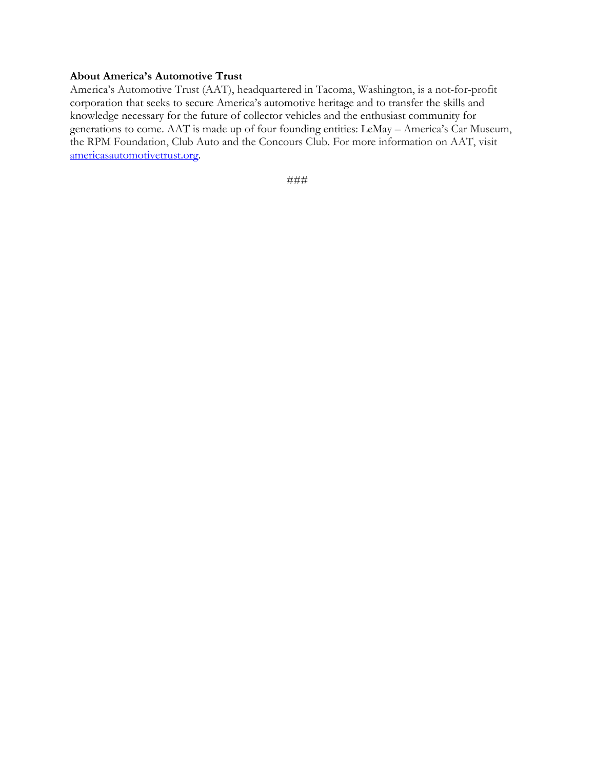**About America's Automotive Trust**

America's Automotive Trust (AAT), headquartered in Tacoma, Washington, is a not-for-profit corporation that seeks to secure America's automotive heritage and to transfer the skills and knowledge necessary for the future of collector vehicles and the enthusiast community for generations to come. AAT is made up of four founding entities: LeMay – America's Car Museum, the RPM Foundation, Club Auto and the Concours Club. For more information on AAT, visit [americasautomotivetrust.org](http://americasautomotivetrust.org).

###